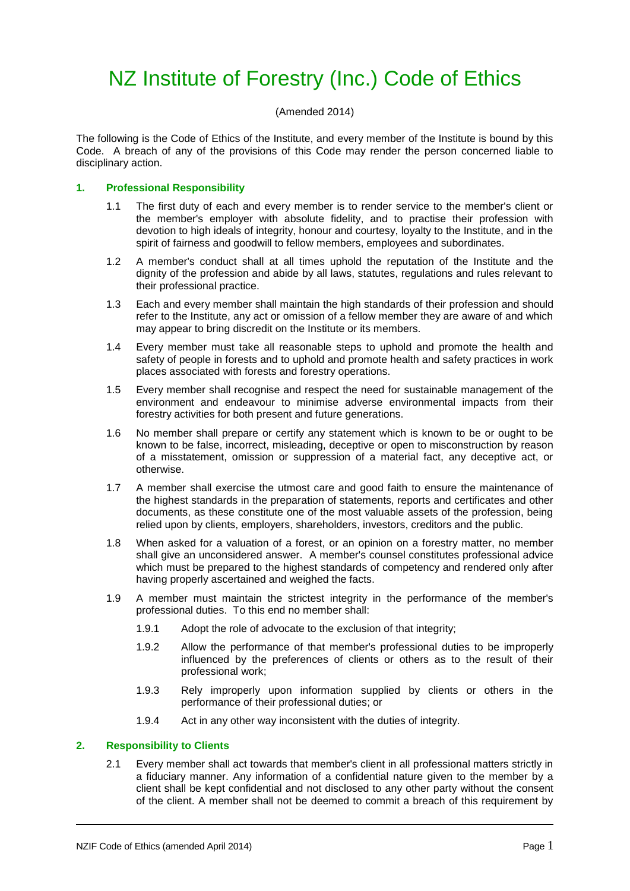# NZ Institute of Forestry (Inc.) Code of Ethics

(Amended 2014)

The following is the Code of Ethics of the Institute, and every member of the Institute is bound by this Code. A breach of any of the provisions of this Code may render the person concerned liable to disciplinary action.

## 1. Professional Responsibility

1.1 The first duty of each and every member is to render service to the member's client or the member's employer with absolute fidelity, and to practise their profession with devotion to high ideals of integrity, honour and courtesy, loyalty to the Institute, and in the spirit of fairness and goodwill to fellow members, employees and subordinates.

1.2 A member's conduct shall at all times uphold the reputation of the Institute and the dignity of the profession and abide by all laws, statutes, regulations and rules relevant to their professional practice.

1.3 Each and every member shall maintain the high standards of their profession and should refer to the Institute, any act or omission of a fellow member they are aware of and which may appear to bring discredit on the Institute or its members.

1.4 Every member must take all reasonable steps to uphold and promote the health and safety of people in forests and to uphold and promote health and safety practices in work places associated with forests and forestry operations.

1.5 Every member shall recognise and respect the need for sustainable management of the environment and endeavour to minimise adverse environmental impacts from their forestry activities for both present and future generations.

1.6 No member shall prepare or certify any statement which is known to be or ought to be known to be false, incorrect, misleading, deceptive or open to misconstruction by reason of a misstatement, omission or suppression of a material fact, any deceptive act, or otherwise.

1.7 A member shall exercise the utmost care and good faith to ensure the maintenance of the highest standards in the preparation of statements, reports and certificates and other documents, as these constitute one of the most valuable assets of the profession, being relied upon by clients, employers, shareholders, investors, creditors and the public.

1.8 When asked for a valuation of a forest, or an opinion on a forestry matter, no member shall give an unconsidered answer. A member's counsel constitutes professional advice which must be prepared to the highest standards of competency and rendered only after having properly ascertained and weighed the facts.

1.9 A member must maintain the strictest integrity in the performance of the member's professional duties. To this end no member shall:

1.9.1 Adopt the role of advocate to the exclusion of that integrity;

1.9.2 Allow the performance of that member's professional duties to be improperly influenced by the preferences of clients or others as to the result of their professional work;

1.9.3 Rely improperly upon information supplied by clients or others in the performance of their professional duties; or

1.9.4 Act in any other way inconsistent with the duties of integrity.

## 2. Responsibility to Clients

2.1 Every member shall act towards that member's client in all professional matters strictly in a fiduciary manner. Any information of a confidential nature given to the member by a client shall be kept confidential and not disclosed to any other party without the consent of the client. A member shall not be deemed to commit a breach of this requirement by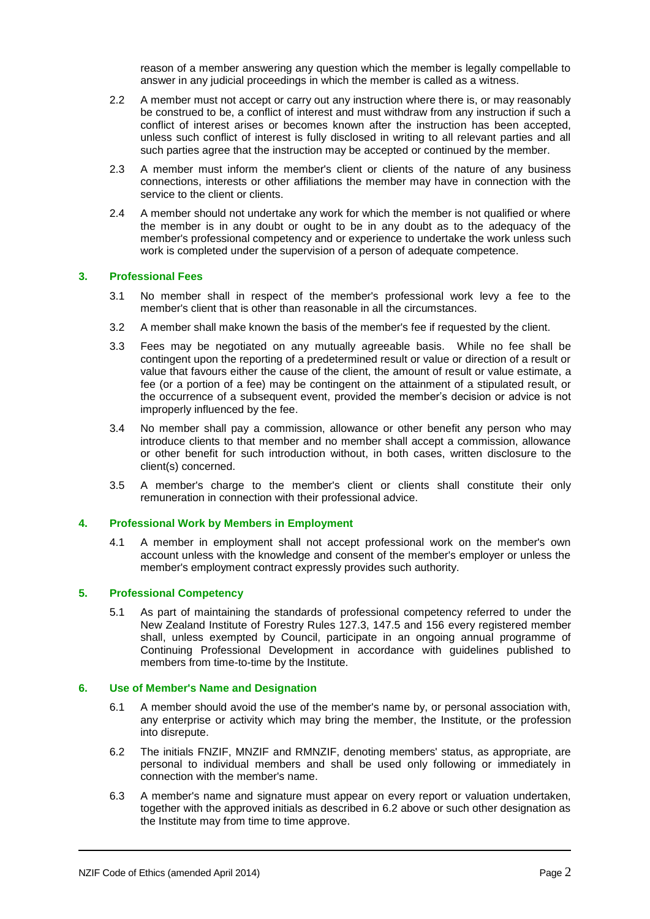reason of a member answering any question which the member is legally compellable to answer in any judicial proceedings in which the member is called as a witness.

2.2 A member must not accept or carry out any instruction where there is, or may reasonably be construed to be, a conflict of interest and must withdraw from any instruction if such a conflict of interest arises or becomes known after the instruction has been accepted, unless such conflict of interest is fully disclosed in writing to all relevant parties and all such parties agree that the instruction may be accepted or continued by the member.

2.3 A member must inform the member's client or clients of the nature of any business connections, interests or other affiliations the member may have in connection with the service to the client or clients.

2.4 A member should not undertake any work for which the member is not qualified or where the member is in any doubt or ought to be in any doubt as to the adequacy of the member's professional competency and or experience to undertake the work unless such work is completed under the supervision of a person of adequate competence.

## 3. Professional Fees

3.1 No member shall in respect of the member's professional work levy a fee to the member's client that is other than reasonable in all the circumstances.

3.2 A member shall make known the basis of the member's fee if requested by the client.

3.3 Fees may be negotiated on any mutually agreeable basis. While no fee shall be contingent upon the reporting of a predetermined result or value or direction of a result or value that favours either the cause of the client, the amount of result or value estimate, a fee (or a portion of a fee) may be contingent on the attainment of a stipulated result, or the occurrence of a subsequent event, provided the member's decision or advice is not improperly influenced by the fee.

3.4 No member shall pay a commission, allowance or other benefit any person who may introduce clients to that member and no member shall accept a commission, allowance or other benefit for such introduction without, in both cases, written disclosure to the client(s) concerned.

3.5 A member's charge to the member's client or clients shall constitute their only remuneration in connection with their professional advice.

## 4. Professional Work by Members in Employment

4.1 A member in employment shall not accept professional work on the member's own account unless with the knowledge and consent of the member's employer or unless the member's employment contract expressly provides such authority.

## 5. Professional Competency

5.1 As part of maintaining the standards of professional competency referred to under the New Zealand Institute of Forestry Rules 127.3, 147.5 and 156 every registered member shall, unless exempted by Council, participate in an ongoing annual programme of Continuing Professional Development in accordance with guidelines published to members from time-to-time by the Institute.

## 6. Use of Member's Name and Designation

6.1 A member should avoid the use of the member's name by, or personal association with, any enterprise or activity which may bring the member, the Institute, or the profession into disrepute.

6.2 The initials FNZIF, MNZIF and RMNZIF, denoting members' status, as appropriate, are personal to individual members and shall be used only following or immediately in connection with the member's name.

6.3 A member's name and signature must appear on every report or valuation undertaken, together with the approved initials as described in 6.2 above or such other designation as the Institute may from time to time approve.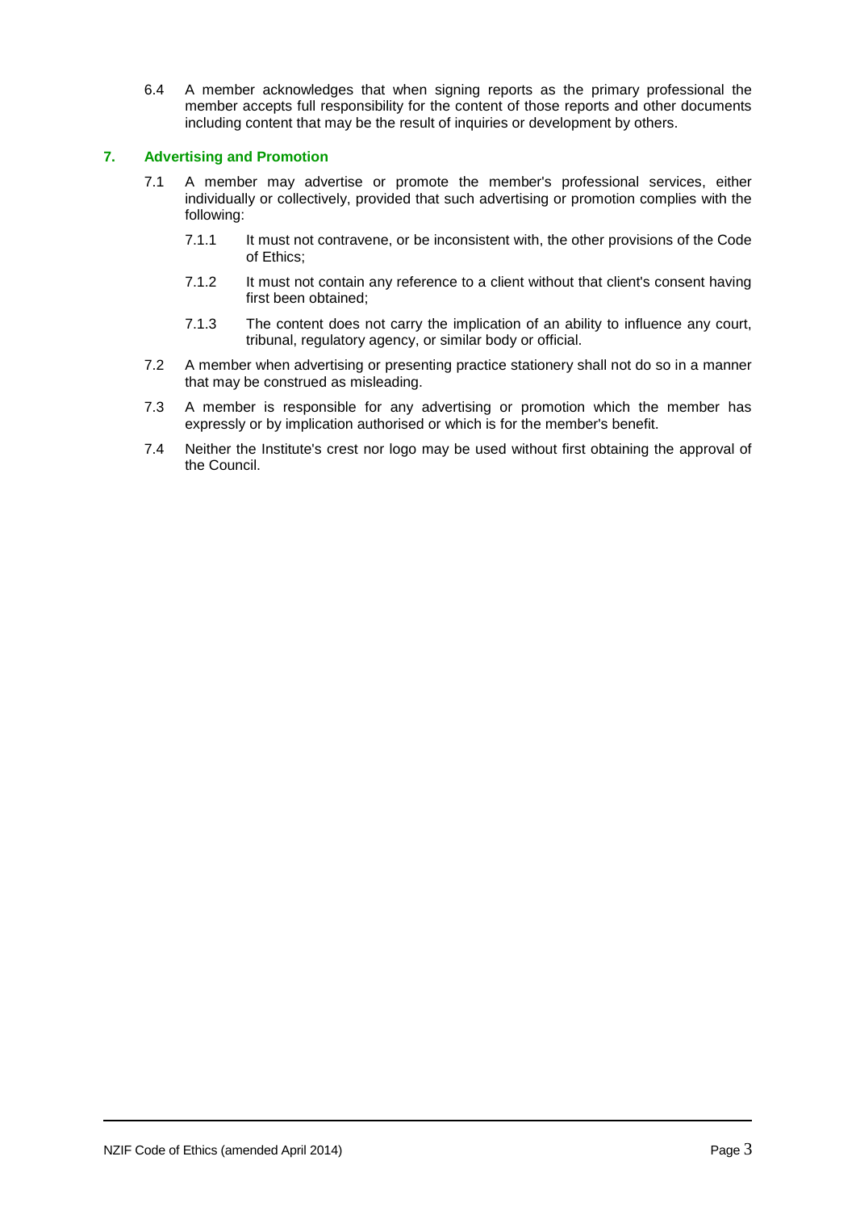6.4 A member acknowledges that when signing reports as the primary professional the member accepts full responsibility for the content of those reports and other documents including content that may be the result of inquiries or development by others.

## 7. Advertising and Promotion

7.1 A member may advertise or promote the member's professional services, either individually or collectively, provided that such advertising or promotion complies with the following:

7.1.1 It must not contravene, or be inconsistent with, the other provisions of the Code of Ethics;

7.1.2 It must not contain any reference to a client without that client's consent having first been obtained;

7.1.3 The content does not carry the implication of an ability to influence any court, tribunal, regulatory agency, or similar body or official.

7.2 A member when advertising or presenting practice stationery shall not do so in a manner that may be construed as misleading.

7.3 A member is responsible for any advertising or promotion which the member has expressly or by implication authorised or which is for the member's benefit.

7.4 Neither the Institute's crest nor logo may be used without first obtaining the approval of the Council.